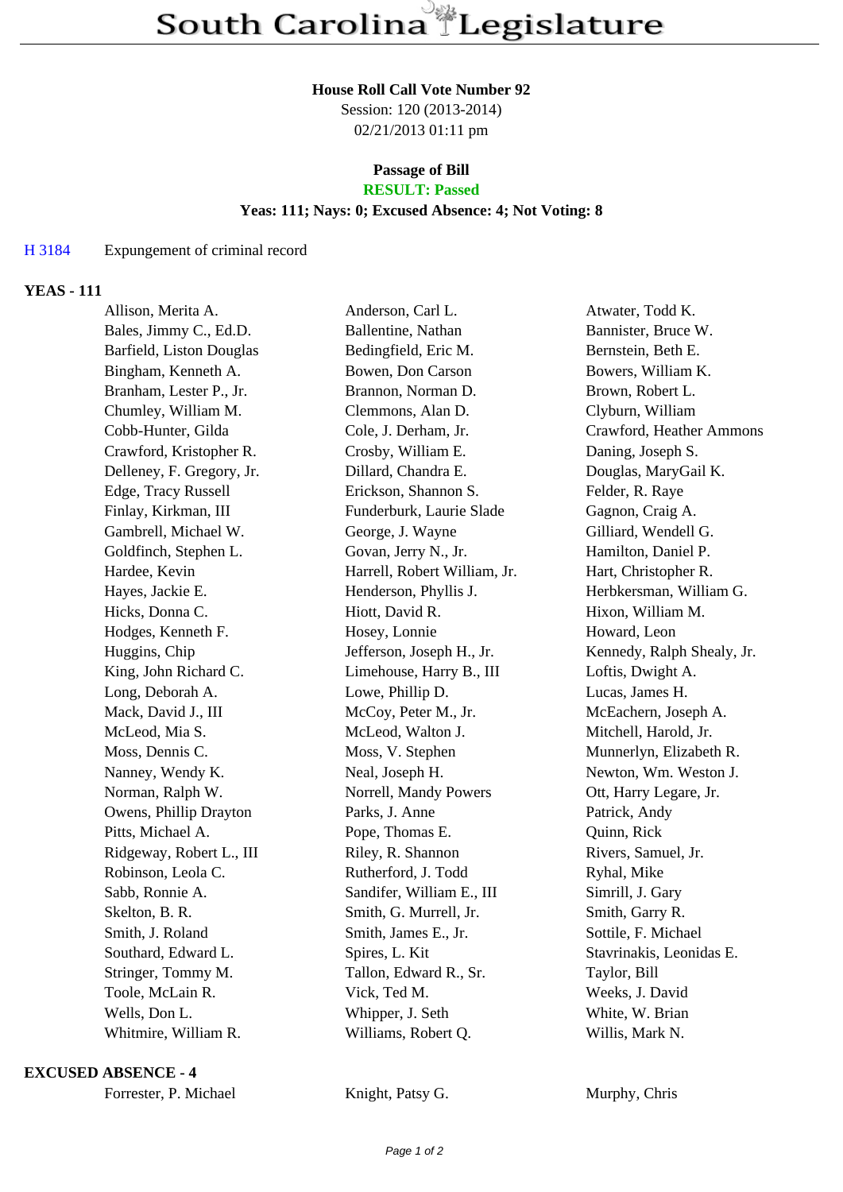# South Carolina Legislature

**House Roll Call Vote Number 92**
Session: 120 (2013-2014)
02/21/2013 01:11 pm

**Passage of Bill**
**RESULT: Passed**
**Yeas: 111; Nays: 0; Excused Absence: 4; Not Voting: 8**

H 3184 Expungement of criminal record

**YEAS - 111**

| | | |
|---|---|---|
| Allison, Merita A. | Anderson, Carl L. | Atwater, Todd K. |
| Bales, Jimmy C., Ed.D. | Ballentine, Nathan | Bannister, Bruce W. |
| Barfield, Liston Douglas | Bedingfield, Eric M. | Bernstein, Beth E. |
| Bingham, Kenneth A. | Bowen, Don Carson | Bowers, William K. |
| Branham, Lester P., Jr. | Brannon, Norman D. | Brown, Robert L. |
| Chumley, William M. | Clemmons, Alan D. | Clyburn, William |
| Cobb-Hunter, Gilda | Cole, J. Derham, Jr. | Crawford, Heather Ammons |
| Crawford, Kristopher R. | Crosby, William E. | Daning, Joseph S. |
| Delleney, F. Gregory, Jr. | Dillard, Chandra E. | Douglas, MaryGail K. |
| Edge, Tracy Russell | Erickson, Shannon S. | Felder, R. Raye |
| Finlay, Kirkman, III | Funderburk, Laurie Slade | Gagnon, Craig A. |
| Gambrell, Michael W. | George, J. Wayne | Gilliard, Wendell G. |
| Goldfinch, Stephen L. | Govan, Jerry N., Jr. | Hamilton, Daniel P. |
| Hardee, Kevin | Harrell, Robert William, Jr. | Hart, Christopher R. |
| Hayes, Jackie E. | Henderson, Phyllis J. | Herbkersman, William G. |
| Hicks, Donna C. | Hiott, David R. | Hixon, William M. |
| Hodges, Kenneth F. | Hosey, Lonnie | Howard, Leon |
| Huggins, Chip | Jefferson, Joseph H., Jr. | Kennedy, Ralph Shealy, Jr. |
| King, John Richard C. | Limehouse, Harry B., III | Loftis, Dwight A. |
| Long, Deborah A. | Lowe, Phillip D. | Lucas, James H. |
| Mack, David J., III | McCoy, Peter M., Jr. | McEachern, Joseph A. |
| McLeod, Mia S. | McLeod, Walton J. | Mitchell, Harold, Jr. |
| Moss, Dennis C. | Moss, V. Stephen | Munnerlyn, Elizabeth R. |
| Nanney, Wendy K. | Neal, Joseph H. | Newton, Wm. Weston J. |
| Norman, Ralph W. | Norrell, Mandy Powers | Ott, Harry Legare, Jr. |
| Owens, Phillip Drayton | Parks, J. Anne | Patrick, Andy |
| Pitts, Michael A. | Pope, Thomas E. | Quinn, Rick |
| Ridgeway, Robert L., III | Riley, R. Shannon | Rivers, Samuel, Jr. |
| Robinson, Leola C. | Rutherford, J. Todd | Ryhal, Mike |
| Sabb, Ronnie A. | Sandifer, William E., III | Simrill, J. Gary |
| Skelton, B. R. | Smith, G. Murrell, Jr. | Smith, Garry R. |
| Smith, J. Roland | Smith, James E., Jr. | Sottile, F. Michael |
| Southard, Edward L. | Spires, L. Kit | Stavrinakis, Leonidas E. |
| Stringer, Tommy M. | Tallon, Edward R., Sr. | Taylor, Bill |
| Toole, McLain R. | Vick, Ted M. | Weeks, J. David |
| Wells, Don L. | Whipper, J. Seth | White, W. Brian |
| Whitmire, William R. | Williams, Robert Q. | Willis, Mark N. |

**EXCUSED ABSENCE - 4**

| | | |
|---|---|---|
| Forrester, P. Michael | Knight, Patsy G. | Murphy, Chris |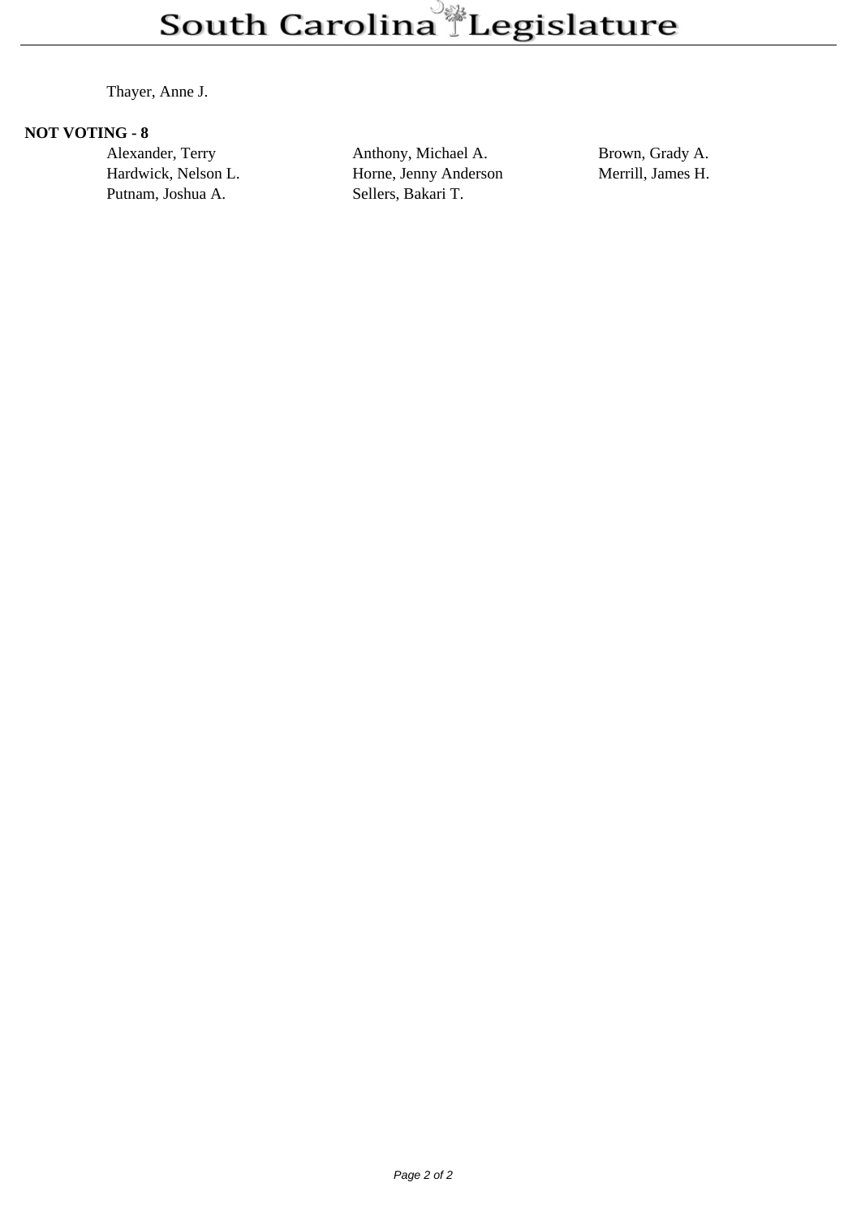Thayer, Anne J.

**NOT VOTING - 8**

| | | |
|---|---|---|
| Alexander, Terry | Anthony, Michael A. | Brown, Grady A. |
| Hardwick, Nelson L. | Horne, Jenny Anderson | Merrill, James H. |
| Putnam, Joshua A. | Sellers, Bakari T. | |